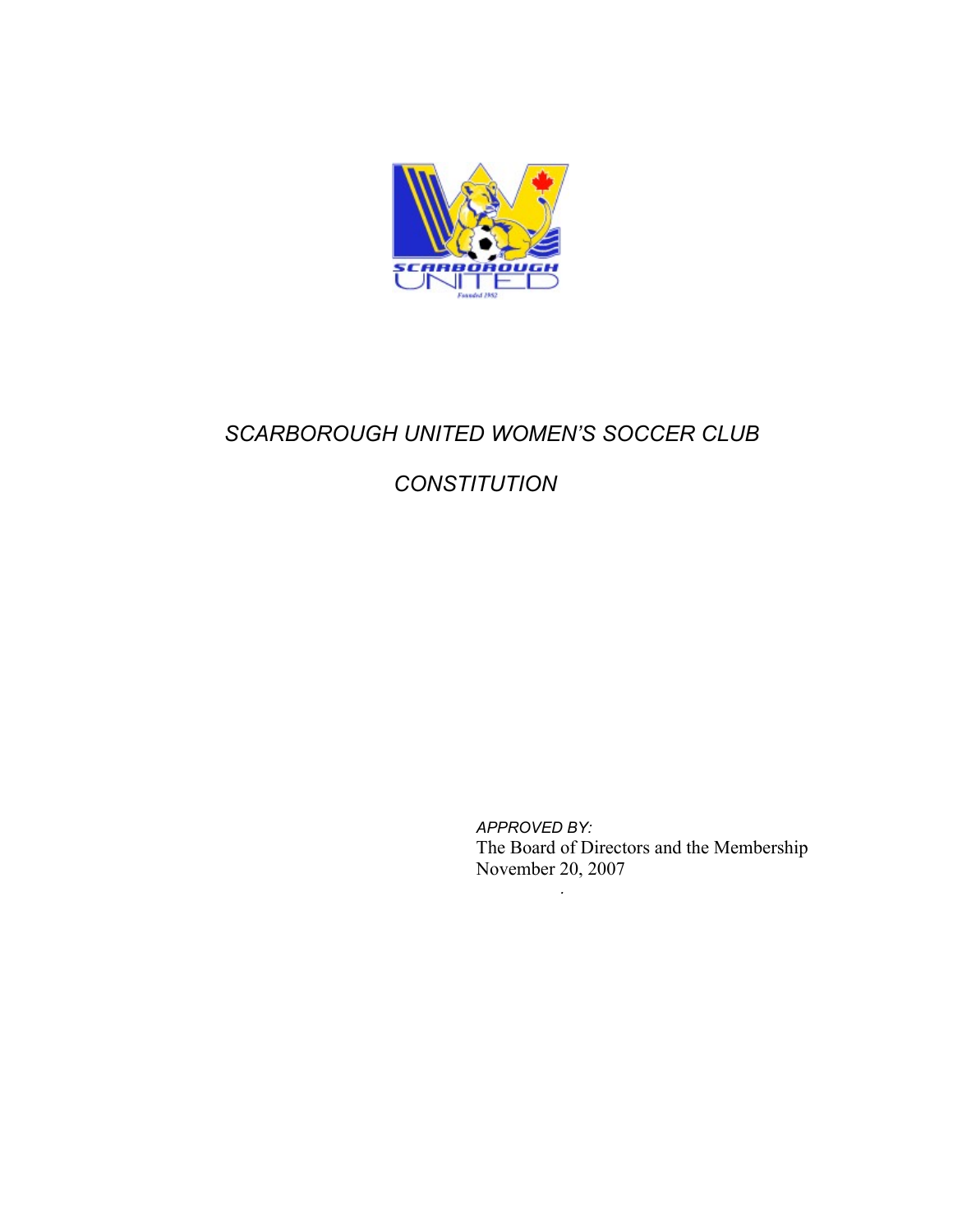# *SCARBOROUGH UNITED WOMEN'S SOCCER CLUB*

# *CONSTITUTION*

*APPROVED BY:*
The Board of Directors and the Membership
November 20, 2007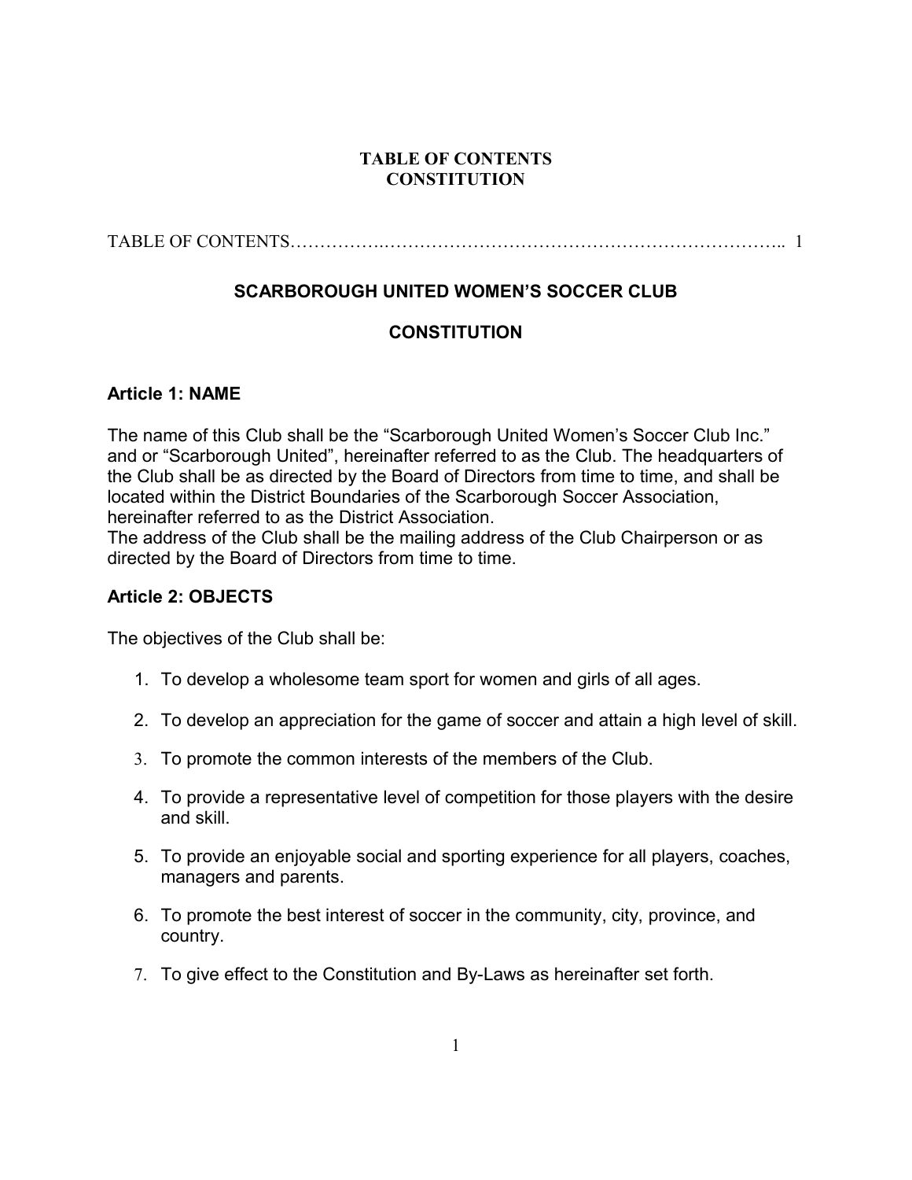**TABLE OF CONTENTS**
**CONSTITUTION**

TABLE OF CONTENTS…………….…………………………………………………………….. 1

## SCARBOROUGH UNITED WOMEN'S SOCCER CLUB

## CONSTITUTION

### Article 1: NAME

The name of this Club shall be the "Scarborough United Women's Soccer Club Inc." and or "Scarborough United", hereinafter referred to as the Club. The headquarters of the Club shall be as directed by the Board of Directors from time to time, and shall be located within the District Boundaries of the Scarborough Soccer Association, hereinafter referred to as the District Association.
The address of the Club shall be the mailing address of the Club Chairperson or as directed by the Board of Directors from time to time.

### Article 2: OBJECTS

The objectives of the Club shall be:

1. To develop a wholesome team sport for women and girls of all ages.
2. To develop an appreciation for the game of soccer and attain a high level of skill.
3. To promote the common interests of the members of the Club.
4. To provide a representative level of competition for those players with the desire and skill.
5. To provide an enjoyable social and sporting experience for all players, coaches, managers and parents.
6. To promote the best interest of soccer in the community, city, province, and country.
7. To give effect to the Constitution and By-Laws as hereinafter set forth.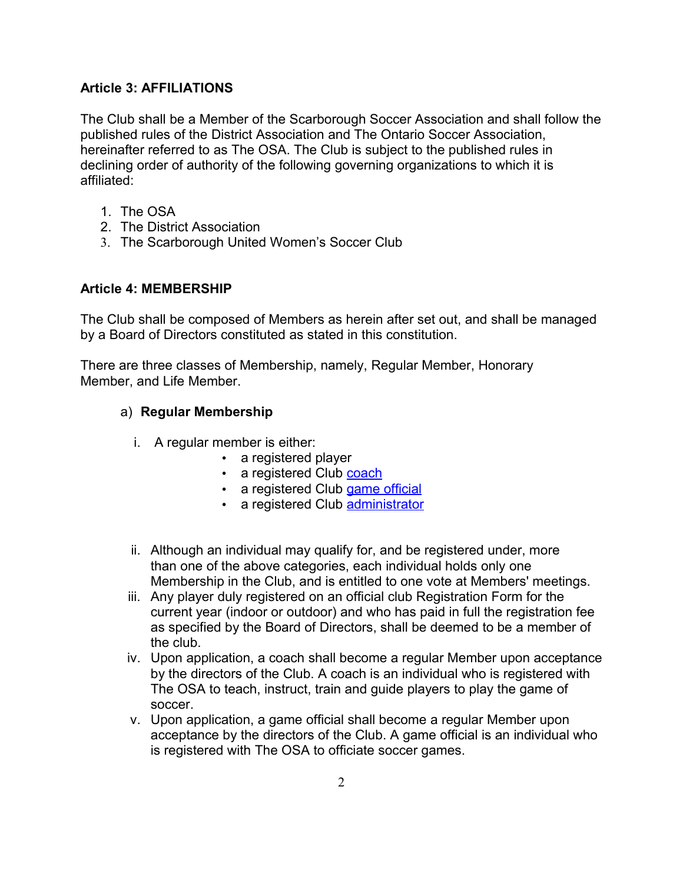**Article 3: AFFILIATIONS**

The Club shall be a Member of the Scarborough Soccer Association and shall follow the published rules of the District Association and The Ontario Soccer Association, hereinafter referred to as The OSA. The Club is subject to the published rules in declining order of authority of the following governing organizations to which it is affiliated:

1. The OSA
2. The District Association
3. The Scarborough United Women's Soccer Club

**Article 4: MEMBERSHIP**

The Club shall be composed of Members as herein after set out, and shall be managed by a Board of Directors constituted as stated in this constitution.

There are three classes of Membership, namely, Regular Member, Honorary Member, and Life Member.

a) **Regular Membership**

i. A regular member is either:
   - a registered player
   - a registered Club coach
   - a registered Club game official
   - a registered Club administrator

ii. Although an individual may qualify for, and be registered under, more than one of the above categories, each individual holds only one Membership in the Club, and is entitled to one vote at Members' meetings.

iii. Any player duly registered on an official club Registration Form for the current year (indoor or outdoor) and who has paid in full the registration fee as specified by the Board of Directors, shall be deemed to be a member of the club.

iv. Upon application, a coach shall become a regular Member upon acceptance by the directors of the Club. A coach is an individual who is registered with The OSA to teach, instruct, train and guide players to play the game of soccer.

v. Upon application, a game official shall become a regular Member upon acceptance by the directors of the Club. A game official is an individual who is registered with The OSA to officiate soccer games.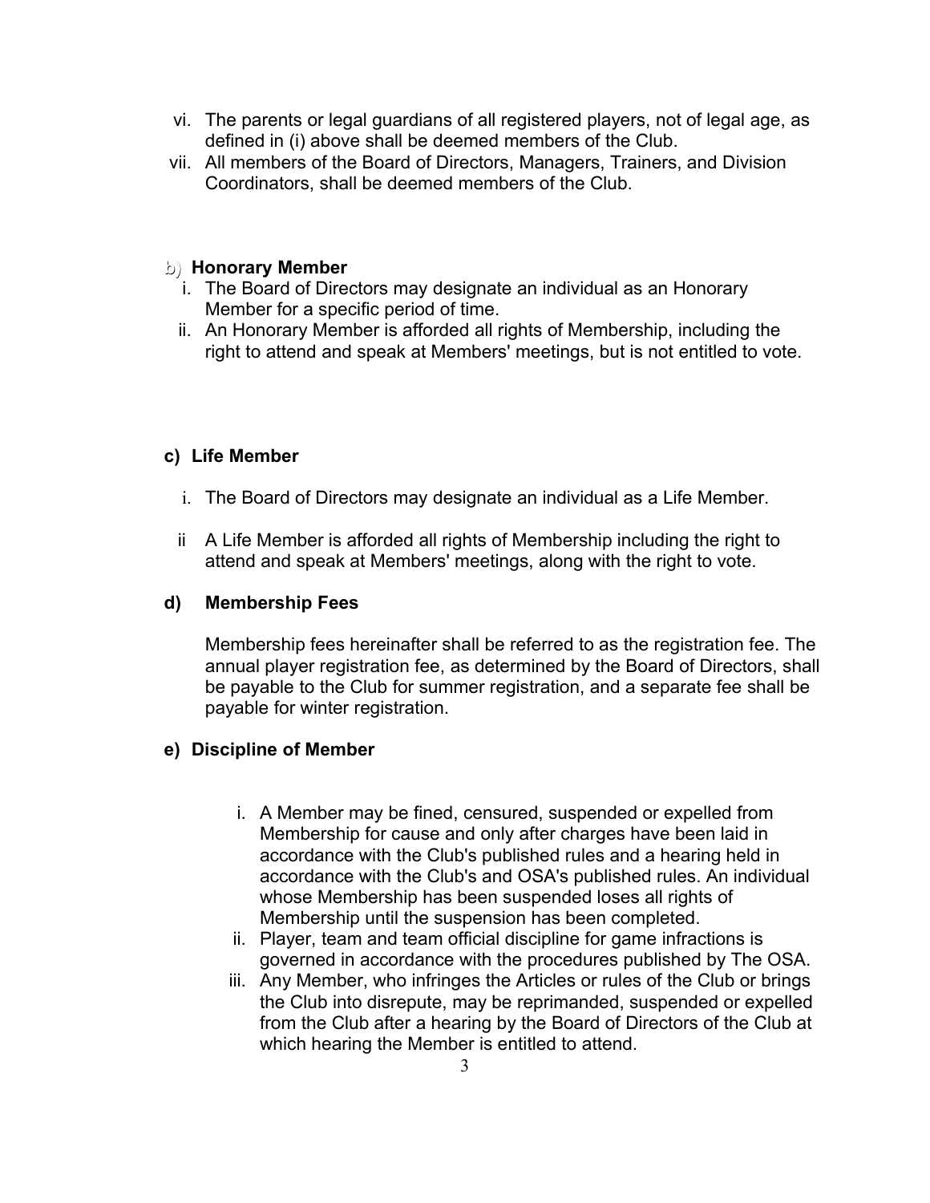vi. The parents or legal guardians of all registered players, not of legal age, as defined in (i) above shall be deemed members of the Club.

vii. All members of the Board of Directors, Managers, Trainers, and Division Coordinators, shall be deemed members of the Club.

**b) Honorary Member**

i. The Board of Directors may designate an individual as an Honorary Member for a specific period of time.

ii. An Honorary Member is afforded all rights of Membership, including the right to attend and speak at Members' meetings, but is not entitled to vote.

**c) Life Member**

i. The Board of Directors may designate an individual as a Life Member.

ii A Life Member is afforded all rights of Membership including the right to attend and speak at Members' meetings, along with the right to vote.

**d) Membership Fees**

Membership fees hereinafter shall be referred to as the registration fee. The annual player registration fee, as determined by the Board of Directors, shall be payable to the Club for summer registration, and a separate fee shall be payable for winter registration.

**e) Discipline of Member**

i. A Member may be fined, censured, suspended or expelled from Membership for cause and only after charges have been laid in accordance with the Club's published rules and a hearing held in accordance with the Club's and OSA's published rules. An individual whose Membership has been suspended loses all rights of Membership until the suspension has been completed.

ii. Player, team and team official discipline for game infractions is governed in accordance with the procedures published by The OSA.

iii. Any Member, who infringes the Articles or rules of the Club or brings the Club into disrepute, may be reprimanded, suspended or expelled from the Club after a hearing by the Board of Directors of the Club at which hearing the Member is entitled to attend.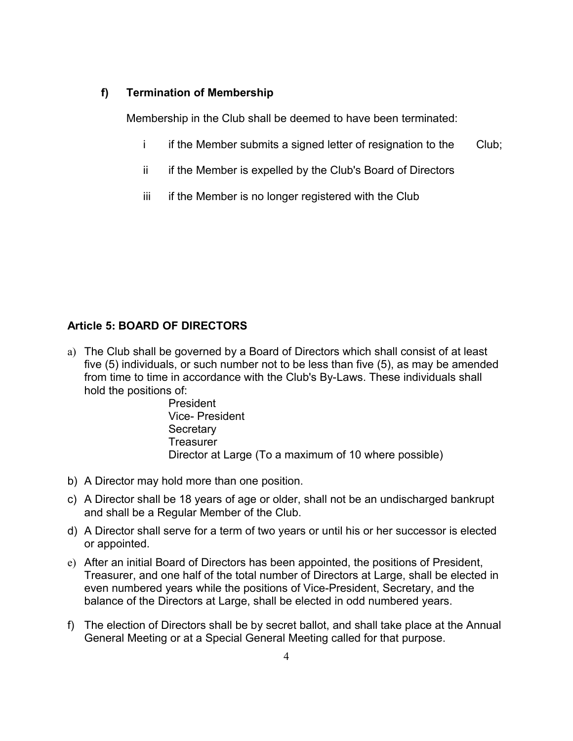### f) Termination of Membership

Membership in the Club shall be deemed to have been terminated:

i if the Member submits a signed letter of resignation to the Club;

ii if the Member is expelled by the Club's Board of Directors

iii if the Member is no longer registered with the Club

### Article 5: BOARD OF DIRECTORS

a) The Club shall be governed by a Board of Directors which shall consist of at least five (5) individuals, or such number not to be less than five (5), as may be amended from time to time in accordance with the Club's By-Laws. These individuals shall hold the positions of:

President
Vice- President
Secretary
Treasurer
Director at Large (To a maximum of 10 where possible)

b) A Director may hold more than one position.

c) A Director shall be 18 years of age or older, shall not be an undischarged bankrupt and shall be a Regular Member of the Club.

d) A Director shall serve for a term of two years or until his or her successor is elected or appointed.

e) After an initial Board of Directors has been appointed, the positions of President, Treasurer, and one half of the total number of Directors at Large, shall be elected in even numbered years while the positions of Vice-President, Secretary, and the balance of the Directors at Large, shall be elected in odd numbered years.

f) The election of Directors shall be by secret ballot, and shall take place at the Annual General Meeting or at a Special General Meeting called for that purpose.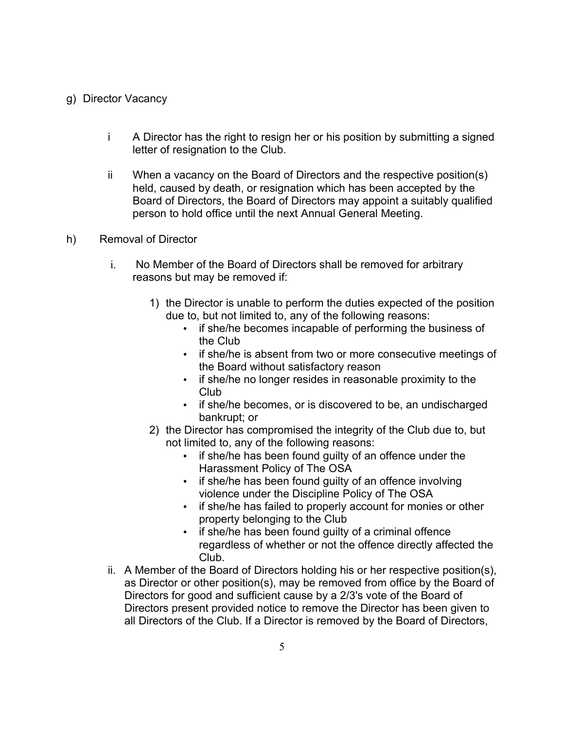g) Director Vacancy

i A Director has the right to resign her or his position by submitting a signed letter of resignation to the Club.

ii When a vacancy on the Board of Directors and the respective position(s) held, caused by death, or resignation which has been accepted by the Board of Directors, the Board of Directors may appoint a suitably qualified person to hold office until the next Annual General Meeting.

h) Removal of Director

i. No Member of the Board of Directors shall be removed for arbitrary reasons but may be removed if:

1) the Director is unable to perform the duties expected of the position due to, but not limited to, any of the following reasons:
   - if she/he becomes incapable of performing the business of the Club
   - if she/he is absent from two or more consecutive meetings of the Board without satisfactory reason
   - if she/he no longer resides in reasonable proximity to the Club
   - if she/he becomes, or is discovered to be, an undischarged bankrupt; or
2) the Director has compromised the integrity of the Club due to, but not limited to, any of the following reasons:
   - if she/he has been found guilty of an offence under the Harassment Policy of The OSA
   - if she/he has been found guilty of an offence involving violence under the Discipline Policy of The OSA
   - if she/he has failed to properly account for monies or other property belonging to the Club
   - if she/he has been found guilty of a criminal offence regardless of whether or not the offence directly affected the Club.

ii. A Member of the Board of Directors holding his or her respective position(s), as Director or other position(s), may be removed from office by the Board of Directors for good and sufficient cause by a 2/3's vote of the Board of Directors present provided notice to remove the Director has been given to all Directors of the Club. If a Director is removed by the Board of Directors,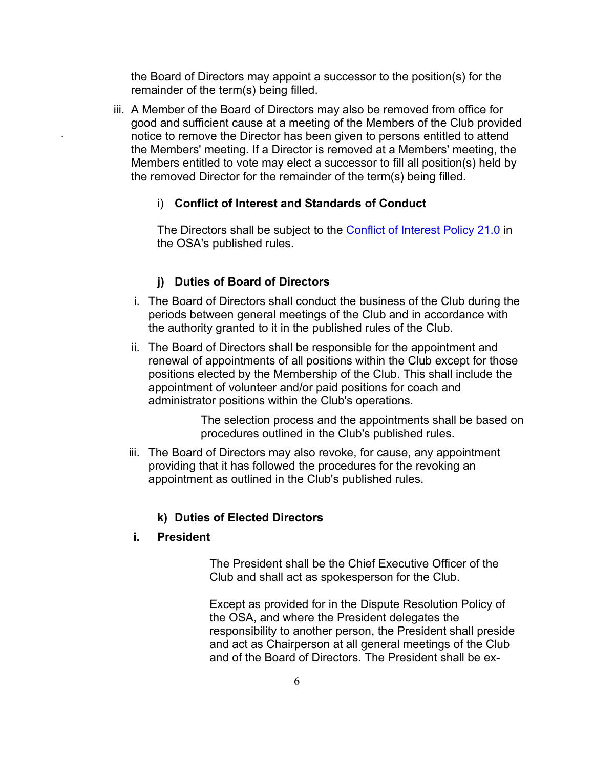the Board of Directors may appoint a successor to the position(s) for the remainder of the term(s) being filled.

iii. A Member of the Board of Directors may also be removed from office for good and sufficient cause at a meeting of the Members of the Club provided notice to remove the Director has been given to persons entitled to attend the Members' meeting. If a Director is removed at a Members' meeting, the Members entitled to vote may elect a successor to fill all position(s) held by the removed Director for the remainder of the term(s) being filled.

### i) Conflict of Interest and Standards of Conduct

The Directors shall be subject to the [Conflict of Interest Policy 21.0]() in the OSA's published rules.

### j) Duties of Board of Directors

i. The Board of Directors shall conduct the business of the Club during the periods between general meetings of the Club and in accordance with the authority granted to it in the published rules of the Club.

ii. The Board of Directors shall be responsible for the appointment and renewal of appointments of all positions within the Club except for those positions elected by the Membership of the Club. This shall include the appointment of volunteer and/or paid positions for coach and administrator positions within the Club's operations.

   The selection process and the appointments shall be based on procedures outlined in the Club's published rules.

iii. The Board of Directors may also revoke, for cause, any appointment providing that it has followed the procedures for the revoking an appointment as outlined in the Club's published rules.

### k) Duties of Elected Directors

**i. President**

The President shall be the Chief Executive Officer of the Club and shall act as spokesperson for the Club.

Except as provided for in the Dispute Resolution Policy of the OSA, and where the President delegates the responsibility to another person, the President shall preside and act as Chairperson at all general meetings of the Club and of the Board of Directors. The President shall be ex-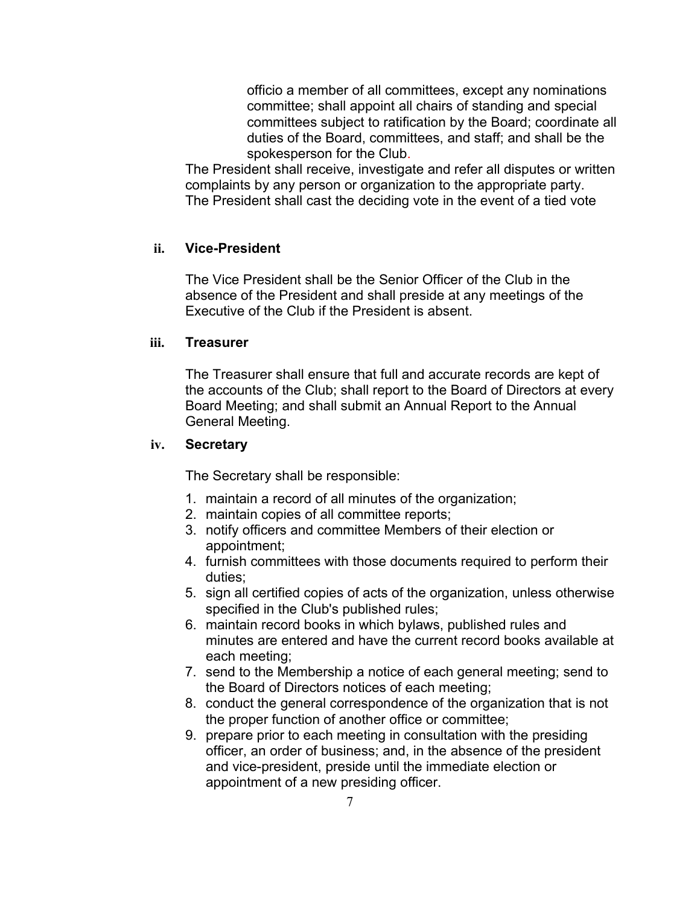officio a member of all committees, except any nominations committee; shall appoint all chairs of standing and special committees subject to ratification by the Board; coordinate all duties of the Board, committees, and staff; and shall be the spokesperson for the Club.

The President shall receive, investigate and refer all disputes or written complaints by any person or organization to the appropriate party. The President shall cast the deciding vote in the event of a tied vote

**ii. Vice-President**

The Vice President shall be the Senior Officer of the Club in the absence of the President and shall preside at any meetings of the Executive of the Club if the President is absent.

**iii. Treasurer**

The Treasurer shall ensure that full and accurate records are kept of the accounts of the Club; shall report to the Board of Directors at every Board Meeting; and shall submit an Annual Report to the Annual General Meeting.

**iv. Secretary**

The Secretary shall be responsible:

1. maintain a record of all minutes of the organization;
2. maintain copies of all committee reports;
3. notify officers and committee Members of their election or appointment;
4. furnish committees with those documents required to perform their duties;
5. sign all certified copies of acts of the organization, unless otherwise specified in the Club's published rules;
6. maintain record books in which bylaws, published rules and minutes are entered and have the current record books available at each meeting;
7. send to the Membership a notice of each general meeting; send to the Board of Directors notices of each meeting;
8. conduct the general correspondence of the organization that is not the proper function of another office or committee;
9. prepare prior to each meeting in consultation with the presiding officer, an order of business; and, in the absence of the president and vice-president, preside until the immediate election or appointment of a new presiding officer.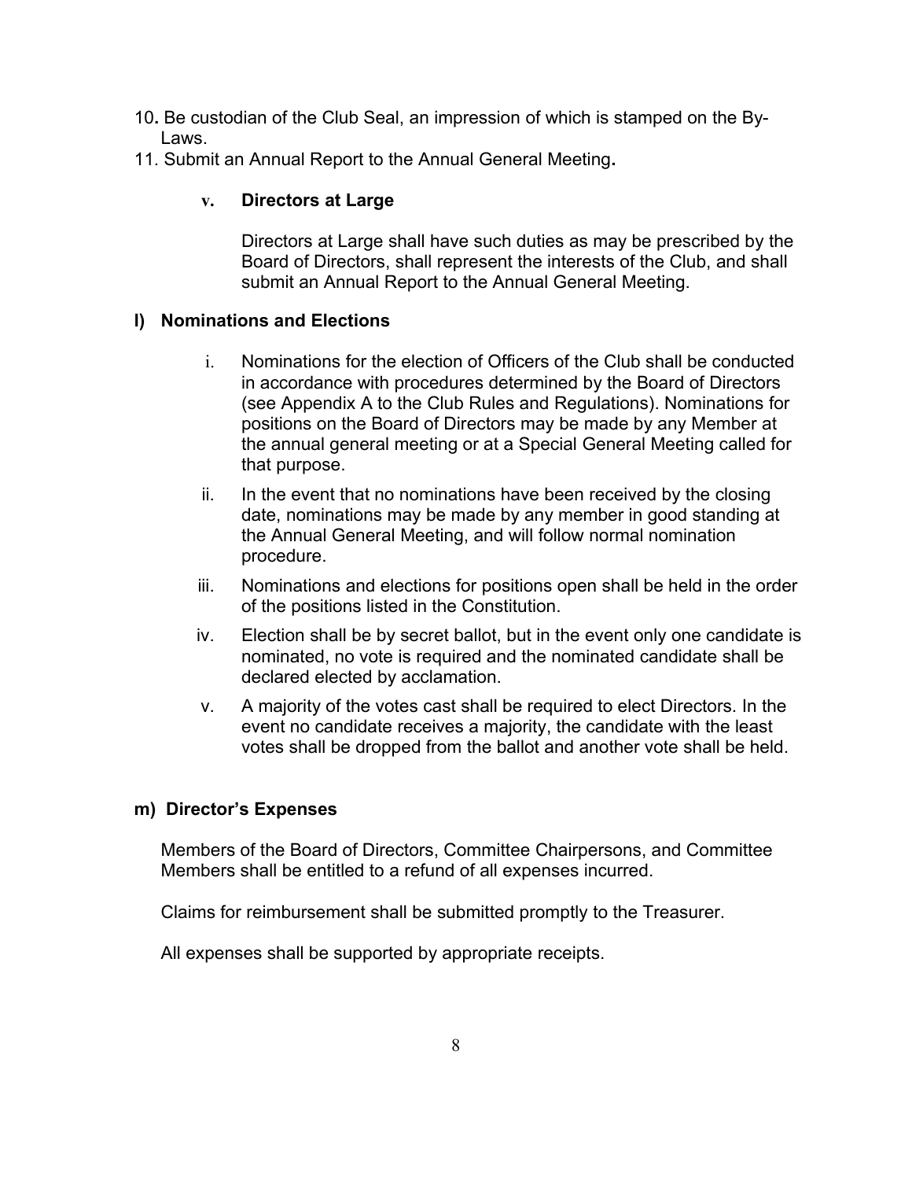10. Be custodian of the Club Seal, an impression of which is stamped on the By-Laws.
11. Submit an Annual Report to the Annual General Meeting.

### v. Directors at Large

Directors at Large shall have such duties as may be prescribed by the Board of Directors, shall represent the interests of the Club, and shall submit an Annual Report to the Annual General Meeting.

## l) Nominations and Elections

i. Nominations for the election of Officers of the Club shall be conducted in accordance with procedures determined by the Board of Directors (see Appendix A to the Club Rules and Regulations). Nominations for positions on the Board of Directors may be made by any Member at the annual general meeting or at a Special General Meeting called for that purpose.

ii. In the event that no nominations have been received by the closing date, nominations may be made by any member in good standing at the Annual General Meeting, and will follow normal nomination procedure.

iii. Nominations and elections for positions open shall be held in the order of the positions listed in the Constitution.

iv. Election shall be by secret ballot, but in the event only one candidate is nominated, no vote is required and the nominated candidate shall be declared elected by acclamation.

v. A majority of the votes cast shall be required to elect Directors. In the event no candidate receives a majority, the candidate with the least votes shall be dropped from the ballot and another vote shall be held.

## m) Director's Expenses

Members of the Board of Directors, Committee Chairpersons, and Committee Members shall be entitled to a refund of all expenses incurred.

Claims for reimbursement shall be submitted promptly to the Treasurer.

All expenses shall be supported by appropriate receipts.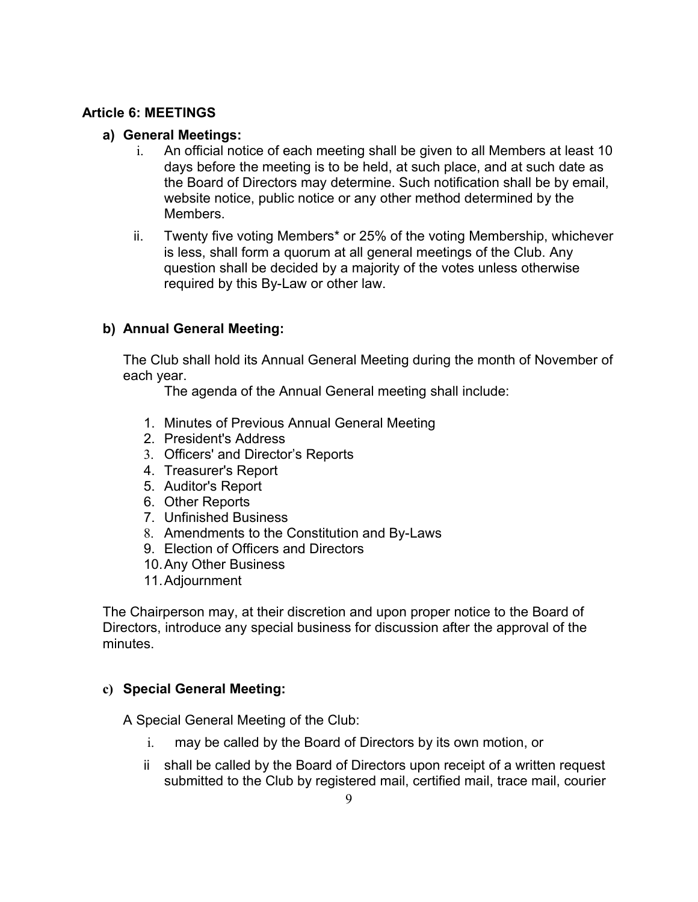### Article 6: MEETINGS

**a) General Meetings:**

i. An official notice of each meeting shall be given to all Members at least 10 days before the meeting is to be held, at such place, and at such date as the Board of Directors may determine. Such notification shall be by email, website notice, public notice or any other method determined by the Members.

ii. Twenty five voting Members* or 25% of the voting Membership, whichever is less, shall form a quorum at all general meetings of the Club. Any question shall be decided by a majority of the votes unless otherwise required by this By-Law or other law.

**b) Annual General Meeting:**

The Club shall hold its Annual General Meeting during the month of November of each year.

The agenda of the Annual General meeting shall include:

1. Minutes of Previous Annual General Meeting
2. President's Address
3. Officers' and Director's Reports
4. Treasurer's Report
5. Auditor's Report
6. Other Reports
7. Unfinished Business
8. Amendments to the Constitution and By-Laws
9. Election of Officers and Directors
10. Any Other Business
11. Adjournment

The Chairperson may, at their discretion and upon proper notice to the Board of Directors, introduce any special business for discussion after the approval of the minutes.

**c) Special General Meeting:**

A Special General Meeting of the Club:

i. may be called by the Board of Directors by its own motion, or

ii shall be called by the Board of Directors upon receipt of a written request submitted to the Club by registered mail, certified mail, trace mail, courier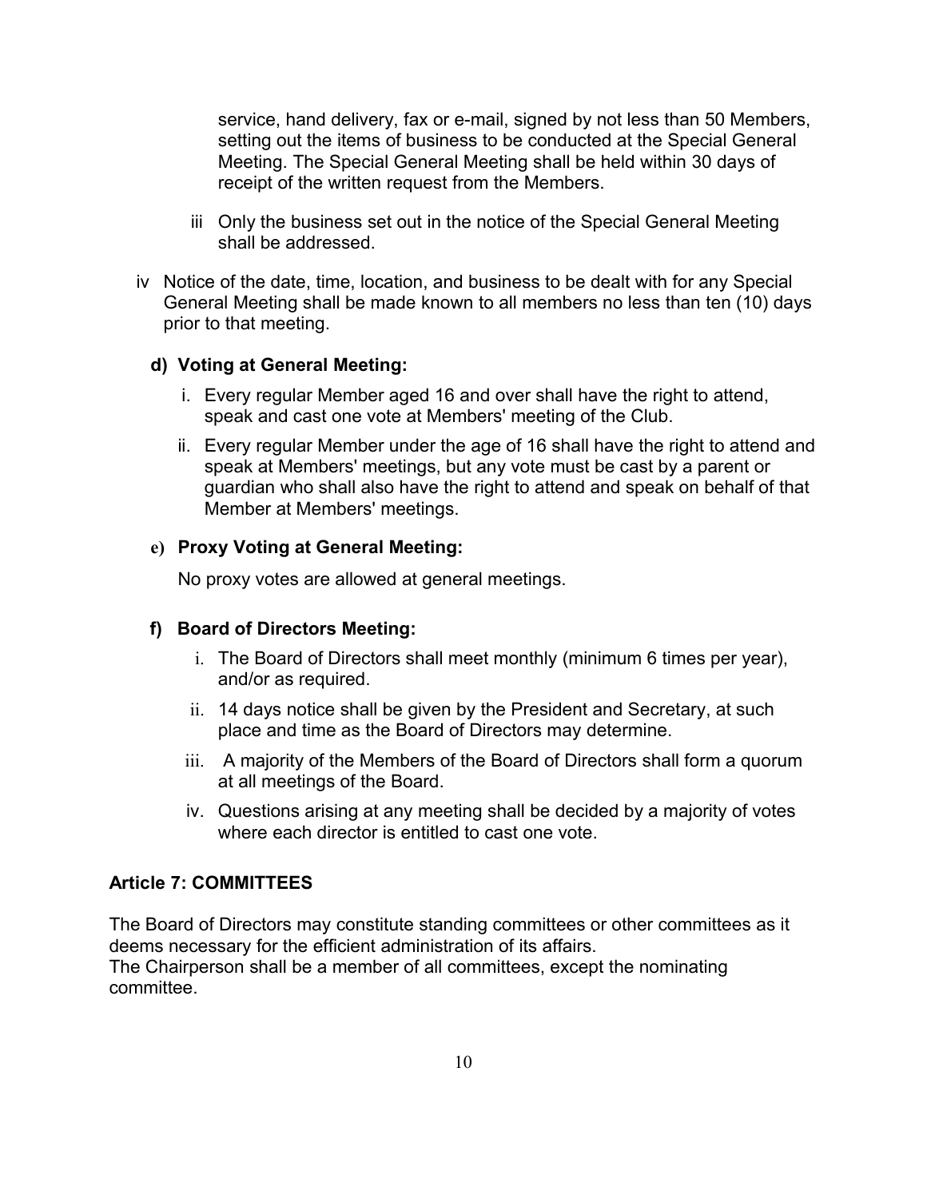service, hand delivery, fax or e-mail, signed by not less than 50 Members, setting out the items of business to be conducted at the Special General Meeting. The Special General Meeting shall be held within 30 days of receipt of the written request from the Members.

iii Only the business set out in the notice of the Special General Meeting shall be addressed.

iv Notice of the date, time, location, and business to be dealt with for any Special General Meeting shall be made known to all members no less than ten (10) days prior to that meeting.

**d) Voting at General Meeting:**

i. Every regular Member aged 16 and over shall have the right to attend, speak and cast one vote at Members' meeting of the Club.

ii. Every regular Member under the age of 16 shall have the right to attend and speak at Members' meetings, but any vote must be cast by a parent or guardian who shall also have the right to attend and speak on behalf of that Member at Members' meetings.

**e) Proxy Voting at General Meeting:**

No proxy votes are allowed at general meetings.

**f) Board of Directors Meeting:**

i. The Board of Directors shall meet monthly (minimum 6 times per year), and/or as required.

ii. 14 days notice shall be given by the President and Secretary, at such place and time as the Board of Directors may determine.

iii. A majority of the Members of the Board of Directors shall form a quorum at all meetings of the Board.

iv. Questions arising at any meeting shall be decided by a majority of votes where each director is entitled to cast one vote.

**Article 7: COMMITTEES**

The Board of Directors may constitute standing committees or other committees as it deems necessary for the efficient administration of its affairs.
The Chairperson shall be a member of all committees, except the nominating committee.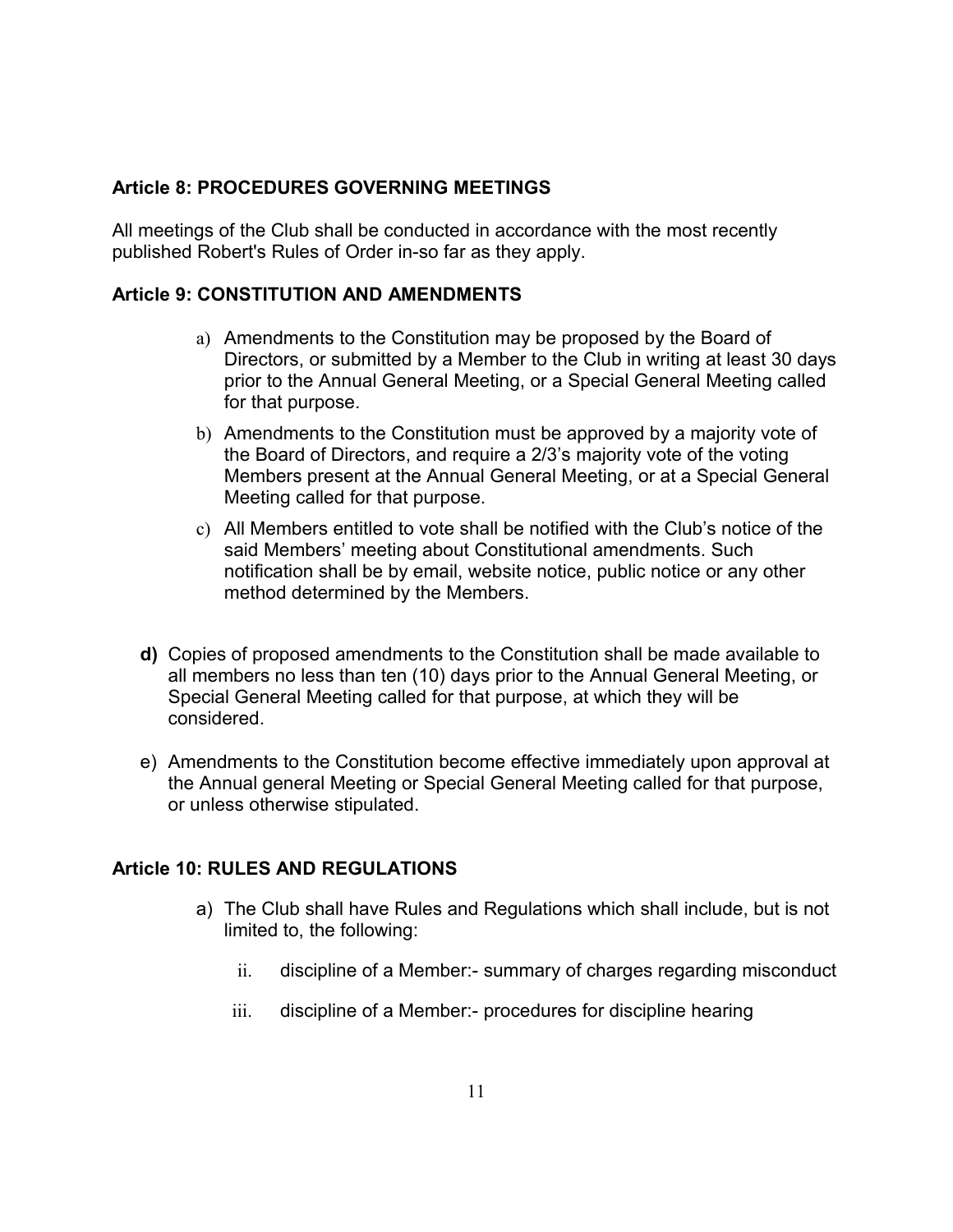**Article 8: PROCEDURES GOVERNING MEETINGS**

All meetings of the Club shall be conducted in accordance with the most recently published Robert's Rules of Order in-so far as they apply.

**Article 9: CONSTITUTION AND AMENDMENTS**

a) Amendments to the Constitution may be proposed by the Board of Directors, or submitted by a Member to the Club in writing at least 30 days prior to the Annual General Meeting, or a Special General Meeting called for that purpose.

b) Amendments to the Constitution must be approved by a majority vote of the Board of Directors, and require a 2/3's majority vote of the voting Members present at the Annual General Meeting, or at a Special General Meeting called for that purpose.

c) All Members entitled to vote shall be notified with the Club's notice of the said Members' meeting about Constitutional amendments. Such notification shall be by email, website notice, public notice or any other method determined by the Members.

**d)** Copies of proposed amendments to the Constitution shall be made available to all members no less than ten (10) days prior to the Annual General Meeting, or Special General Meeting called for that purpose, at which they will be considered.

e) Amendments to the Constitution become effective immediately upon approval at the Annual general Meeting or Special General Meeting called for that purpose, or unless otherwise stipulated.

**Article 10: RULES AND REGULATIONS**

a) The Club shall have Rules and Regulations which shall include, but is not limited to, the following:

   ii. discipline of a Member:- summary of charges regarding misconduct

   iii. discipline of a Member:- procedures for discipline hearing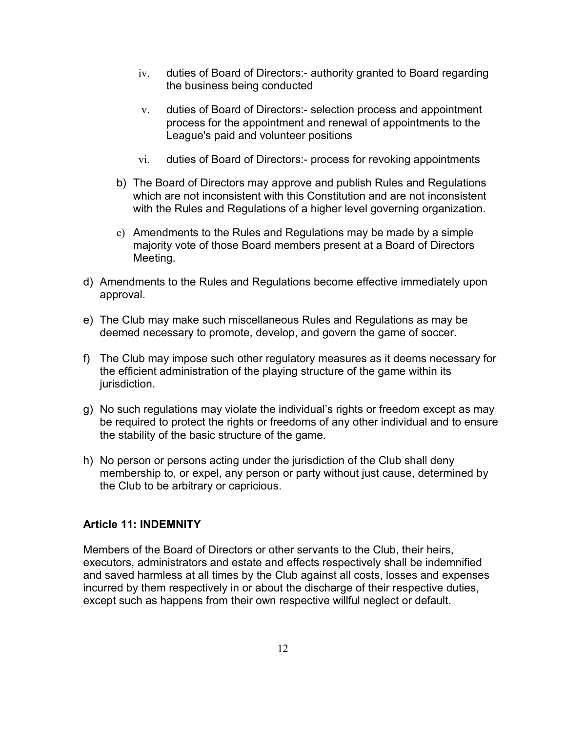iv. duties of Board of Directors:- authority granted to Board regarding the business being conducted

   v. duties of Board of Directors:- selection process and appointment process for the appointment and renewal of appointments to the League's paid and volunteer positions

   vi. duties of Board of Directors:- process for revoking appointments

b) The Board of Directors may approve and publish Rules and Regulations which are not inconsistent with this Constitution and are not inconsistent with the Rules and Regulations of a higher level governing organization.

c) Amendments to the Rules and Regulations may be made by a simple majority vote of those Board members present at a Board of Directors Meeting.

d) Amendments to the Rules and Regulations become effective immediately upon approval.

e) The Club may make such miscellaneous Rules and Regulations as may be deemed necessary to promote, develop, and govern the game of soccer.

f) The Club may impose such other regulatory measures as it deems necessary for the efficient administration of the playing structure of the game within its jurisdiction.

g) No such regulations may violate the individual's rights or freedom except as may be required to protect the rights or freedoms of any other individual and to ensure the stability of the basic structure of the game.

h) No person or persons acting under the jurisdiction of the Club shall deny membership to, or expel, any person or party without just cause, determined by the Club to be arbitrary or capricious.

**Article 11: INDEMNITY**

Members of the Board of Directors or other servants to the Club, their heirs, executors, administrators and estate and effects respectively shall be indemnified and saved harmless at all times by the Club against all costs, losses and expenses incurred by them respectively in or about the discharge of their respective duties, except such as happens from their own respective willful neglect or default.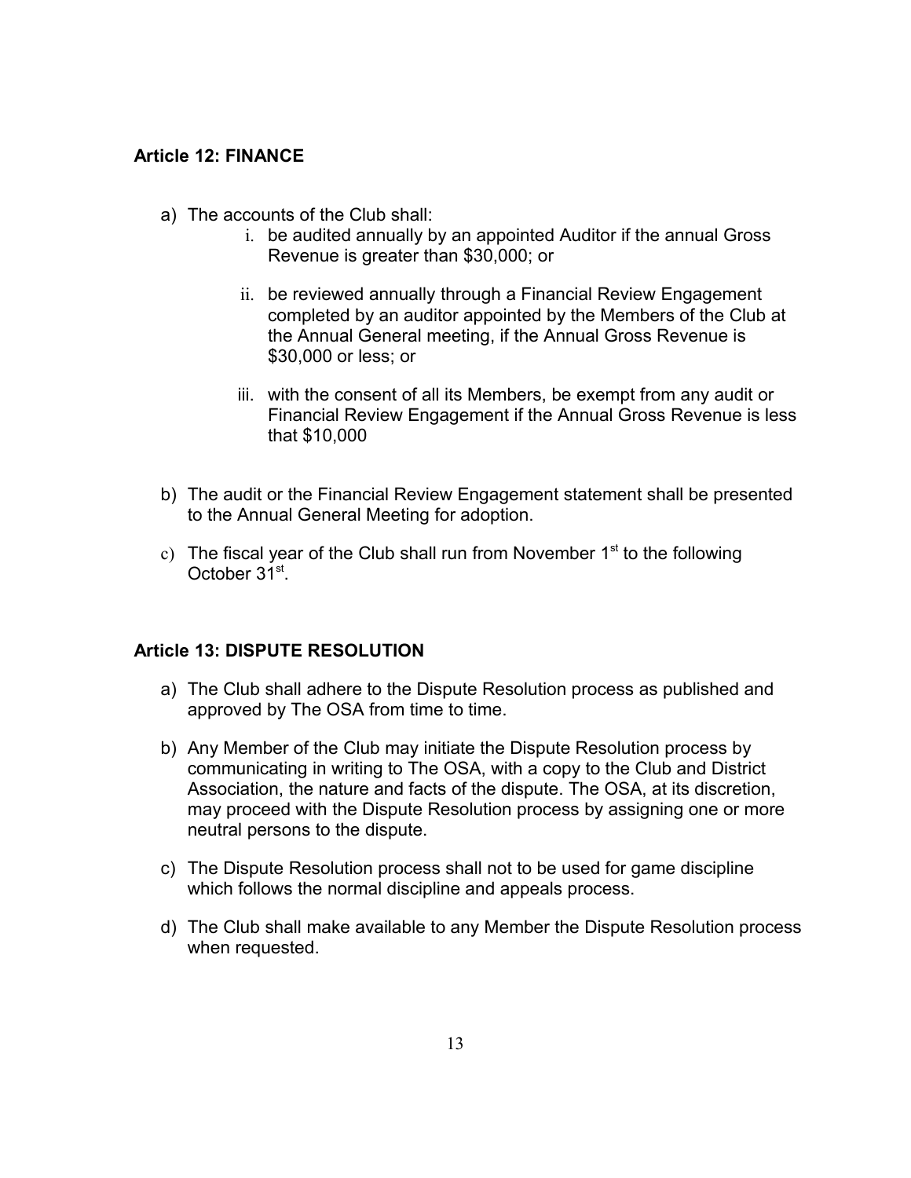### Article 12: FINANCE

a) The accounts of the Club shall:
   i. be audited annually by an appointed Auditor if the annual Gross Revenue is greater than $30,000; or

   ii. be reviewed annually through a Financial Review Engagement completed by an auditor appointed by the Members of the Club at the Annual General meeting, if the Annual Gross Revenue is $30,000 or less; or

   iii. with the consent of all its Members, be exempt from any audit or Financial Review Engagement if the Annual Gross Revenue is less that $10,000

b) The audit or the Financial Review Engagement statement shall be presented to the Annual General Meeting for adoption.

c) The fiscal year of the Club shall run from November 1st to the following October 31st.

### Article 13: DISPUTE RESOLUTION

a) The Club shall adhere to the Dispute Resolution process as published and approved by The OSA from time to time.

b) Any Member of the Club may initiate the Dispute Resolution process by communicating in writing to The OSA, with a copy to the Club and District Association, the nature and facts of the dispute. The OSA, at its discretion, may proceed with the Dispute Resolution process by assigning one or more neutral persons to the dispute.

c) The Dispute Resolution process shall not to be used for game discipline which follows the normal discipline and appeals process.

d) The Club shall make available to any Member the Dispute Resolution process when requested.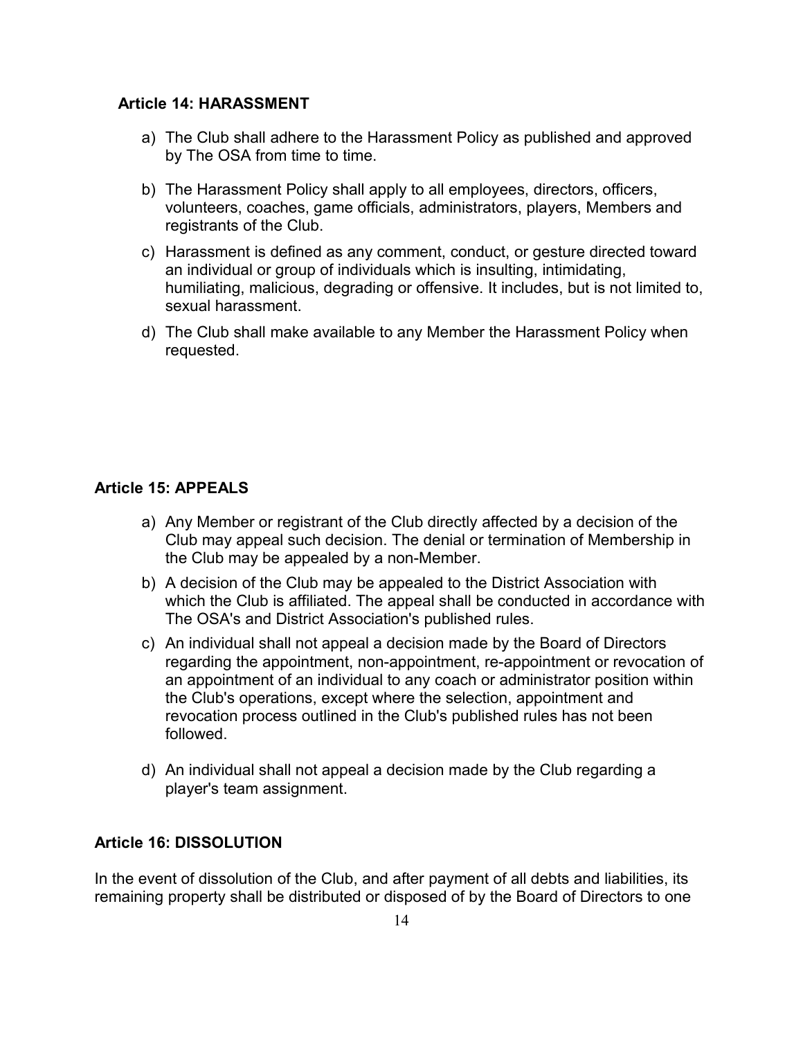**Article 14: HARASSMENT**

a) The Club shall adhere to the Harassment Policy as published and approved by The OSA from time to time.

b) The Harassment Policy shall apply to all employees, directors, officers, volunteers, coaches, game officials, administrators, players, Members and registrants of the Club.

c) Harassment is defined as any comment, conduct, or gesture directed toward an individual or group of individuals which is insulting, intimidating, humiliating, malicious, degrading or offensive. It includes, but is not limited to, sexual harassment.

d) The Club shall make available to any Member the Harassment Policy when requested.

**Article 15: APPEALS**

a) Any Member or registrant of the Club directly affected by a decision of the Club may appeal such decision. The denial or termination of Membership in the Club may be appealed by a non-Member.

b) A decision of the Club may be appealed to the District Association with which the Club is affiliated. The appeal shall be conducted in accordance with The OSA's and District Association's published rules.

c) An individual shall not appeal a decision made by the Board of Directors regarding the appointment, non-appointment, re-appointment or revocation of an appointment of an individual to any coach or administrator position within the Club's operations, except where the selection, appointment and revocation process outlined in the Club's published rules has not been followed.

d) An individual shall not appeal a decision made by the Club regarding a player's team assignment.

**Article 16: DISSOLUTION**

In the event of dissolution of the Club, and after payment of all debts and liabilities, its remaining property shall be distributed or disposed of by the Board of Directors to one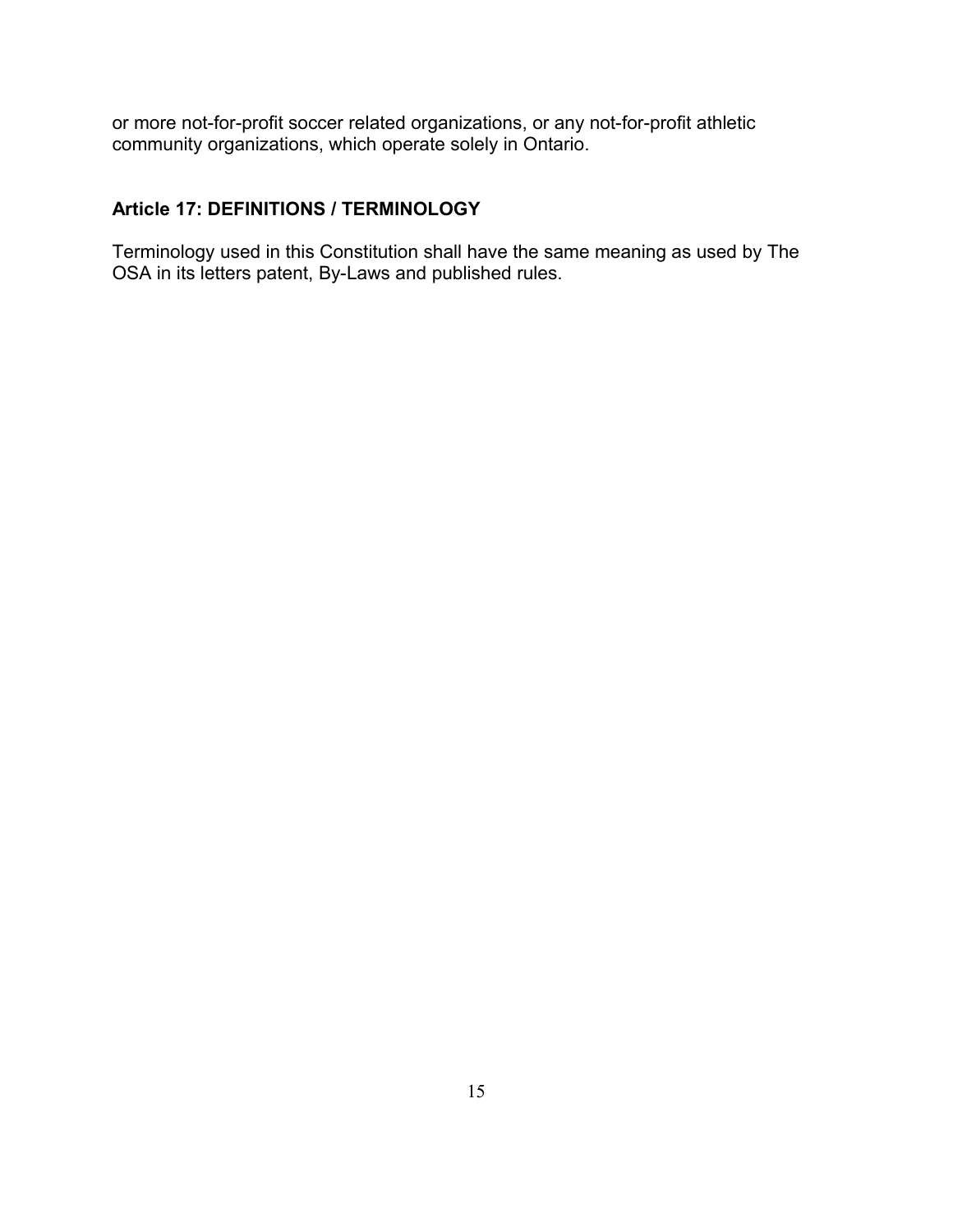or more not-for-profit soccer related organizations, or any not-for-profit athletic community organizations, which operate solely in Ontario.

## Article 17: DEFINITIONS / TERMINOLOGY

Terminology used in this Constitution shall have the same meaning as used by The OSA in its letters patent, By-Laws and published rules.